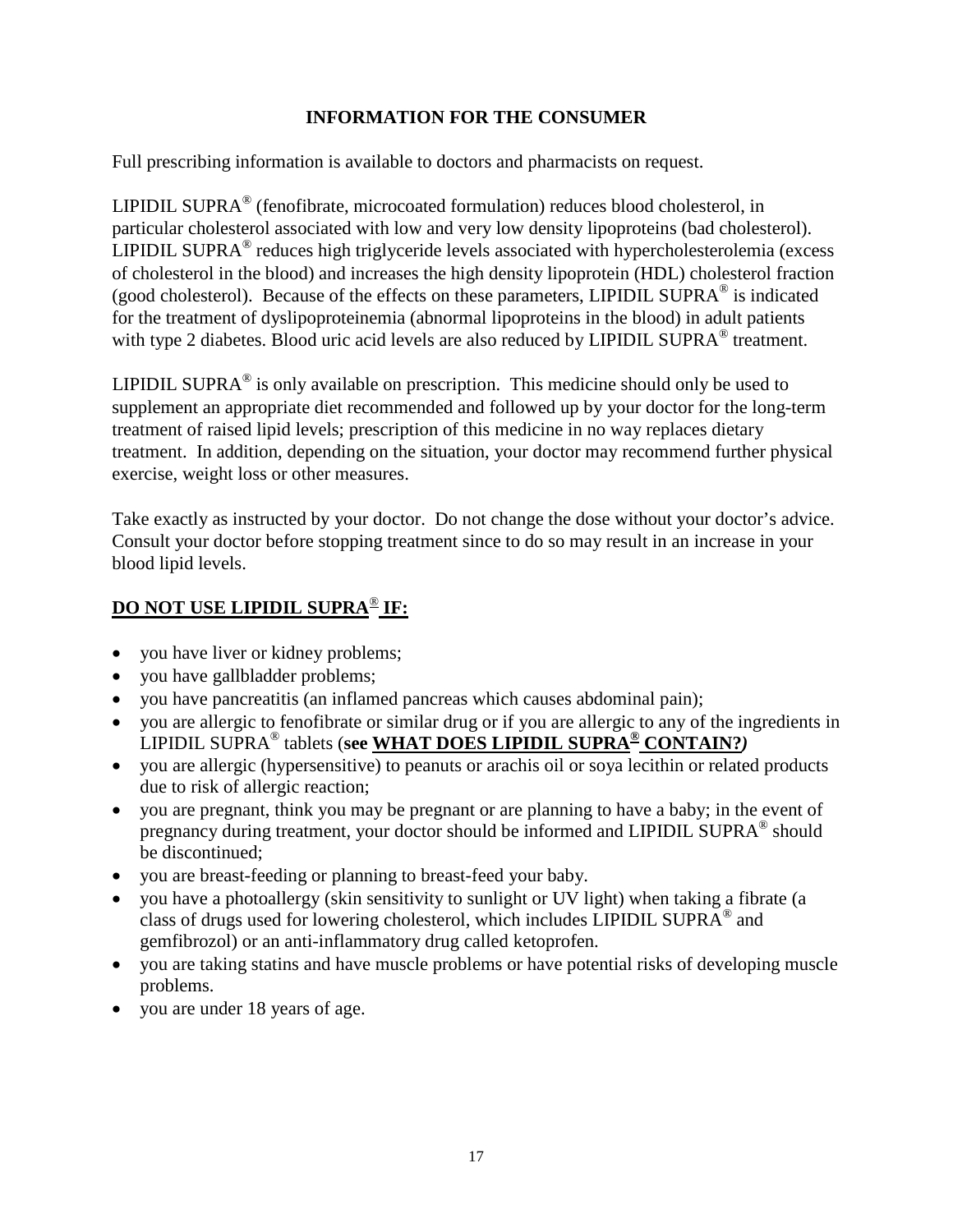# INFORMATION FOR THE CONSUMER

Full prescribing information is available to doctors and pharmacists on request.

LIPIDIL SUPRA® (fenofibrate, microcoated formulation) reduces blood cholesterol, in particular cholesterol associated with low and very low density lipoproteins (bad cholesterol). LIPIDIL SUPRA® reduces high triglyceride levels associated with hypercholesterolemia (excess of cholesterol in the blood) and increases the high density lipoprotein (HDL) cholesterol fraction (good cholesterol). Because of the effects on these parameters, LIPIDIL SUPRA® is indicated for the treatment of dyslipoproteinemia (abnormal lipoproteins in the blood) in adult patients with type 2 diabetes. Blood uric acid levels are also reduced by LIPIDIL SUPRA® treatment.

LIPIDIL SUPRA® is only available on prescription. This medicine should only be used to supplement an appropriate diet recommended and followed up by your doctor for the long-term treatment of raised lipid levels; prescription of this medicine in no way replaces dietary treatment. In addition, depending on the situation, your doctor may recommend further physical exercise, weight loss or other measures.

Take exactly as instructed by your doctor. Do not change the dose without your doctor's advice. Consult your doctor before stopping treatment since to do so may result in an increase in your blood lipid levels.

## DO NOT USE LIPIDIL SUPRA® IF:

- you have liver or kidney problems;
- you have gallbladder problems;
- you have pancreatitis (an inflamed pancreas which causes abdominal pain);
- you are allergic to fenofibrate or similar drug or if you are allergic to any of the ingredients in LIPIDIL SUPRA® tablets (**see WHAT DOES LIPIDIL SUPRA® CONTAIN?**)
- you are allergic (hypersensitive) to peanuts or arachis oil or soya lecithin or related products due to risk of allergic reaction;
- you are pregnant, think you may be pregnant or are planning to have a baby; in the event of pregnancy during treatment, your doctor should be informed and LIPIDIL SUPRA® should be discontinued;
- you are breast-feeding or planning to breast-feed your baby.
- you have a photoallergy (skin sensitivity to sunlight or UV light) when taking a fibrate (a class of drugs used for lowering cholesterol, which includes LIPIDIL SUPRA® and gemfibrozol) or an anti-inflammatory drug called ketoprofen.
- you are taking statins and have muscle problems or have potential risks of developing muscle problems.
- you are under 18 years of age.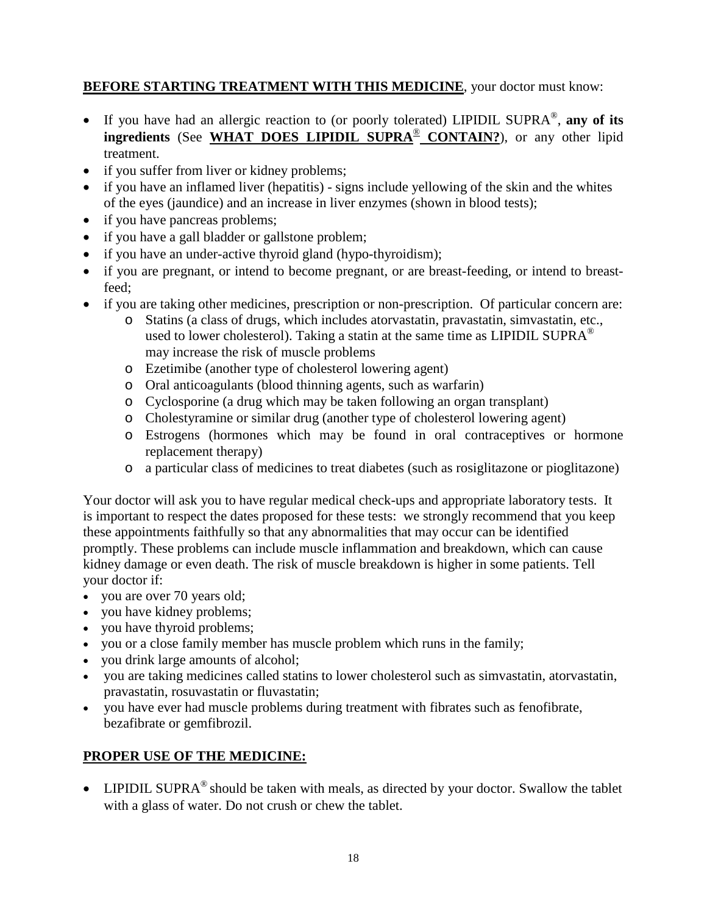**BEFORE STARTING TREATMENT WITH THIS MEDICINE**, your doctor must know:

- If you have had an allergic reaction to (or poorly tolerated) LIPIDIL SUPRA®, **any of its ingredients** (See **WHAT DOES LIPIDIL SUPRA® CONTAIN?**), or any other lipid treatment.
- if you suffer from liver or kidney problems;
- if you have an inflamed liver (hepatitis) - signs include yellowing of the skin and the whites of the eyes (jaundice) and an increase in liver enzymes (shown in blood tests);
- if you have pancreas problems;
- if you have a gall bladder or gallstone problem;
- if you have an under-active thyroid gland (hypo-thyroidism);
- if you are pregnant, or intend to become pregnant, or are breast-feeding, or intend to breast-feed;
- if you are taking other medicines, prescription or non-prescription. Of particular concern are:
  - Statins (a class of drugs, which includes atorvastatin, pravastatin, simvastatin, etc., used to lower cholesterol). Taking a statin at the same time as LIPIDIL SUPRA® may increase the risk of muscle problems
  - Ezetimibe (another type of cholesterol lowering agent)
  - Oral anticoagulants (blood thinning agents, such as warfarin)
  - Cyclosporine (a drug which may be taken following an organ transplant)
  - Cholestyramine or similar drug (another type of cholesterol lowering agent)
  - Estrogens (hormones which may be found in oral contraceptives or hormone replacement therapy)
  - a particular class of medicines to treat diabetes (such as rosiglitazone or pioglitazone)

Your doctor will ask you to have regular medical check-ups and appropriate laboratory tests. It is important to respect the dates proposed for these tests: we strongly recommend that you keep these appointments faithfully so that any abnormalities that may occur can be identified promptly. These problems can include muscle inflammation and breakdown, which can cause kidney damage or even death. The risk of muscle breakdown is higher in some patients. Tell your doctor if:

- you are over 70 years old;
- you have kidney problems;
- you have thyroid problems;
- you or a close family member has muscle problem which runs in the family;
- you drink large amounts of alcohol;
- you are taking medicines called statins to lower cholesterol such as simvastatin, atorvastatin, pravastatin, rosuvastatin or fluvastatin;
- you have ever had muscle problems during treatment with fibrates such as fenofibrate, bezafibrate or gemfibrozil.

**PROPER USE OF THE MEDICINE:**

- LIPIDIL SUPRA® should be taken with meals, as directed by your doctor. Swallow the tablet with a glass of water. Do not crush or chew the tablet.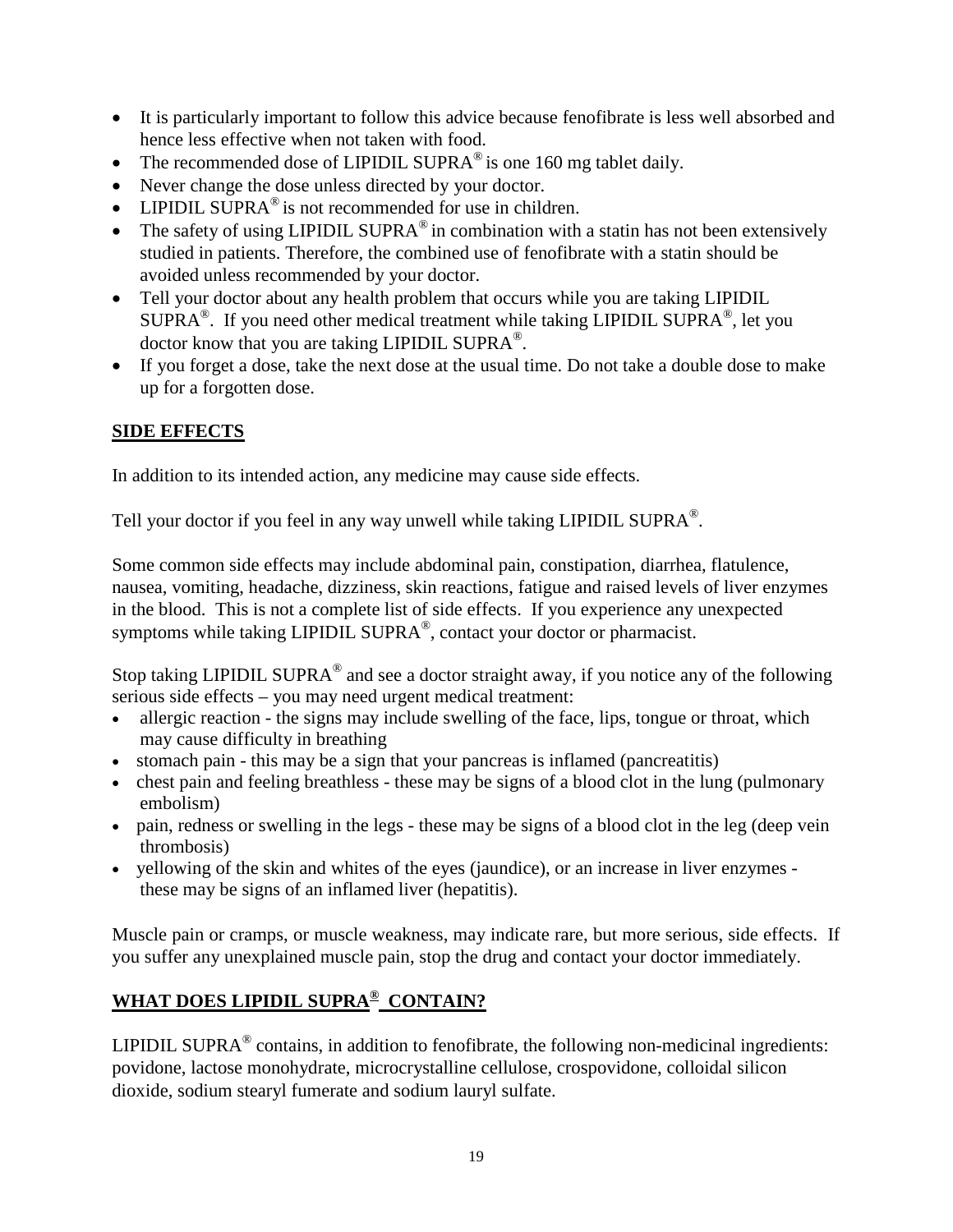- It is particularly important to follow this advice because fenofibrate is less well absorbed and hence less effective when not taken with food.
- The recommended dose of LIPIDIL SUPRA® is one 160 mg tablet daily.
- Never change the dose unless directed by your doctor.
- LIPIDIL SUPRA® is not recommended for use in children.
- The safety of using LIPIDIL SUPRA® in combination with a statin has not been extensively studied in patients. Therefore, the combined use of fenofibrate with a statin should be avoided unless recommended by your doctor.
- Tell your doctor about any health problem that occurs while you are taking LIPIDIL SUPRA®. If you need other medical treatment while taking LIPIDIL SUPRA®, let you doctor know that you are taking LIPIDIL SUPRA®.
- If you forget a dose, take the next dose at the usual time. Do not take a double dose to make up for a forgotten dose.

## SIDE EFFECTS

In addition to its intended action, any medicine may cause side effects.

Tell your doctor if you feel in any way unwell while taking LIPIDIL SUPRA®.

Some common side effects may include abdominal pain, constipation, diarrhea, flatulence, nausea, vomiting, headache, dizziness, skin reactions, fatigue and raised levels of liver enzymes in the blood. This is not a complete list of side effects. If you experience any unexpected symptoms while taking LIPIDIL SUPRA®, contact your doctor or pharmacist.

Stop taking LIPIDIL SUPRA® and see a doctor straight away, if you notice any of the following serious side effects – you may need urgent medical treatment:

- allergic reaction - the signs may include swelling of the face, lips, tongue or throat, which may cause difficulty in breathing
- stomach pain - this may be a sign that your pancreas is inflamed (pancreatitis)
- chest pain and feeling breathless - these may be signs of a blood clot in the lung (pulmonary embolism)
- pain, redness or swelling in the legs - these may be signs of a blood clot in the leg (deep vein thrombosis)
- yellowing of the skin and whites of the eyes (jaundice), or an increase in liver enzymes - these may be signs of an inflamed liver (hepatitis).

Muscle pain or cramps, or muscle weakness, may indicate rare, but more serious, side effects. If you suffer any unexplained muscle pain, stop the drug and contact your doctor immediately.

## WHAT DOES LIPIDIL SUPRA® CONTAIN?

LIPIDIL SUPRA® contains, in addition to fenofibrate, the following non-medicinal ingredients: povidone, lactose monohydrate, microcrystalline cellulose, crospovidone, colloidal silicon dioxide, sodium stearyl fumerate and sodium lauryl sulfate.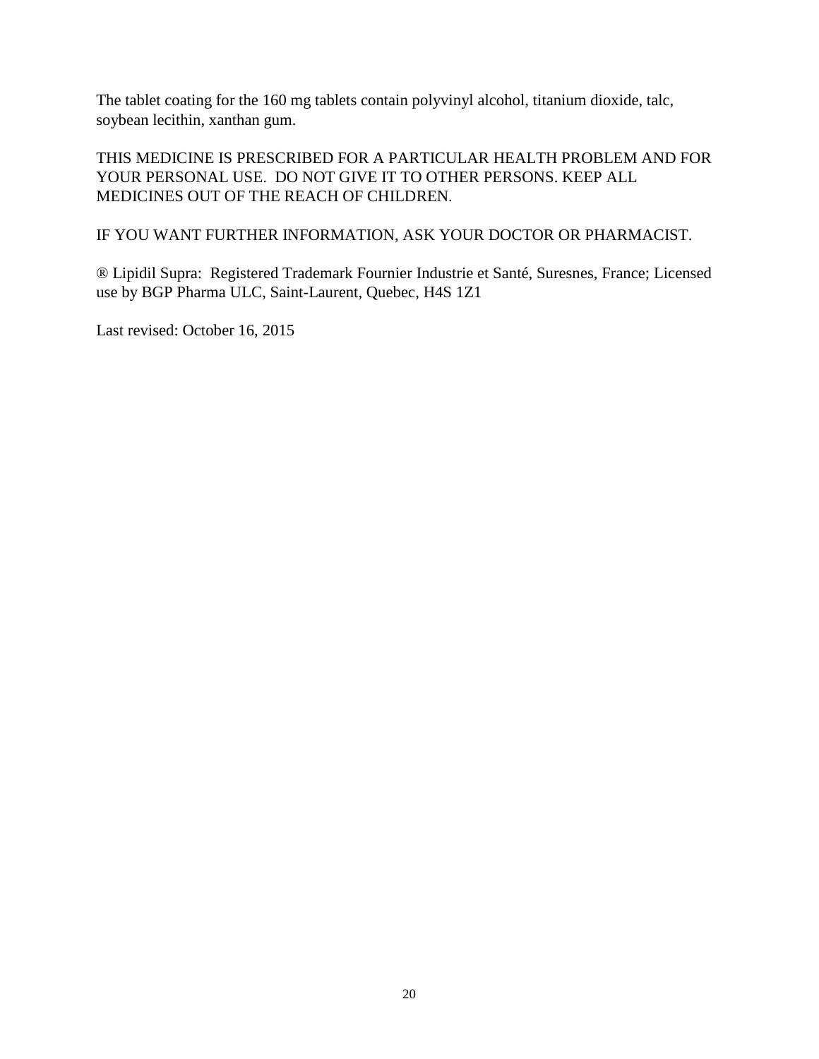The tablet coating for the 160 mg tablets contain polyvinyl alcohol, titanium dioxide, talc, soybean lecithin, xanthan gum.

THIS MEDICINE IS PRESCRIBED FOR A PARTICULAR HEALTH PROBLEM AND FOR YOUR PERSONAL USE. DO NOT GIVE IT TO OTHER PERSONS. KEEP ALL MEDICINES OUT OF THE REACH OF CHILDREN.

IF YOU WANT FURTHER INFORMATION, ASK YOUR DOCTOR OR PHARMACIST.

® Lipidil Supra: Registered Trademark Fournier Industrie et Santé, Suresnes, France; Licensed use by BGP Pharma ULC, Saint-Laurent, Quebec, H4S 1Z1

Last revised: October 16, 2015